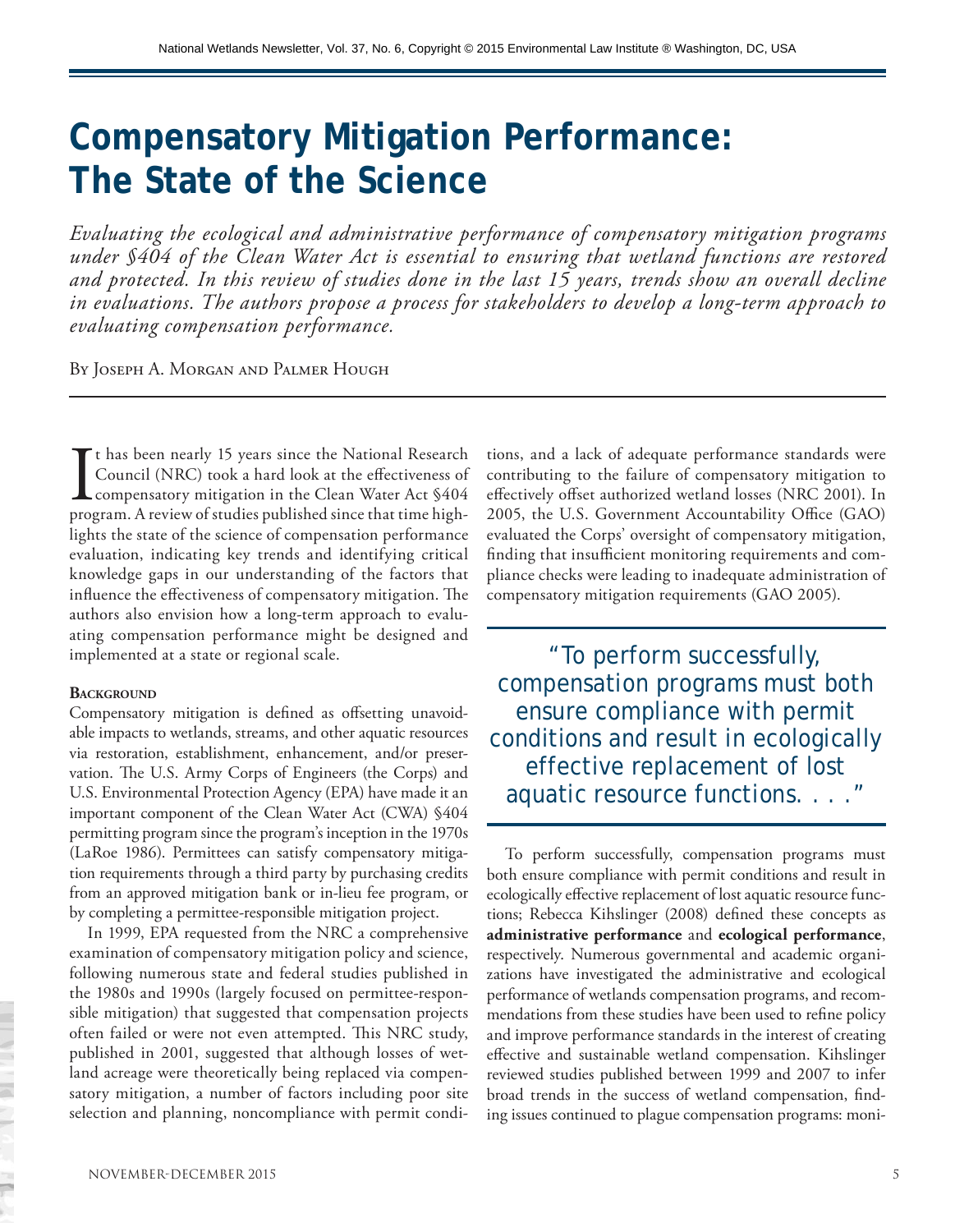# Compensatory Mitigation Performance: The State of the Science

*Evaluating the ecological and administrative performance of compensatory mitigation programs under §404 of the Clean Water Act is essential to ensuring that wetland functions are restored and protected. In this review of studies done in the last 15 years, trends show an overall decline in evaluations. The authors propose a process for stakeholders to develop a long-term approach to evaluating compensation performance.*

By Joseph A. Morgan and Palmer Hough

It has been nearly 15 years since the National Research Council (NRC) took a hard look at the effectiveness of compensatory mitigation in the Clean Water Act §404 program. A review of studies published since that time highlights the state of the science of compensation performance evaluation, indicating key trends and identifying critical knowledge gaps in our understanding of the factors that influence the effectiveness of compensatory mitigation. The authors also envision how a long-term approach to evaluating compensation performance might be designed and implemented at a state or regional scale.

### Background

Compensatory mitigation is defined as offsetting unavoidable impacts to wetlands, streams, and other aquatic resources via restoration, establishment, enhancement, and/or preservation. The U.S. Army Corps of Engineers (the Corps) and U.S. Environmental Protection Agency (EPA) have made it an important component of the Clean Water Act (CWA) §404 permitting program since the program's inception in the 1970s (LaRoe 1986). Permittees can satisfy compensatory mitigation requirements through a third party by purchasing credits from an approved mitigation bank or in-lieu fee program, or by completing a permittee-responsible mitigation project.

In 1999, EPA requested from the NRC a comprehensive examination of compensatory mitigation policy and science, following numerous state and federal studies published in the 1980s and 1990s (largely focused on permittee-responsible mitigation) that suggested that compensation projects often failed or were not even attempted. This NRC study, published in 2001, suggested that although losses of wetland acreage were theoretically being replaced via compensatory mitigation, a number of factors including poor site selection and planning, noncompliance with permit conditions, and a lack of adequate performance standards were contributing to the failure of compensatory mitigation to effectively offset authorized wetland losses (NRC 2001). In 2005, the U.S. Government Accountability Office (GAO) evaluated the Corps' oversight of compensatory mitigation, finding that insufficient monitoring requirements and compliance checks were leading to inadequate administration of compensatory mitigation requirements (GAO 2005).

> "To perform successfully, compensation programs must both ensure compliance with permit conditions and result in ecologically effective replacement of lost aquatic resource functions. . . ."

To perform successfully, compensation programs must both ensure compliance with permit conditions and result in ecologically effective replacement of lost aquatic resource functions; Rebecca Kihslinger (2008) defined these concepts as **administrative performance** and **ecological performance**, respectively. Numerous governmental and academic organizations have investigated the administrative and ecological performance of wetlands compensation programs, and recommendations from these studies have been used to refine policy and improve performance standards in the interest of creating effective and sustainable wetland compensation. Kihslinger reviewed studies published between 1999 and 2007 to infer broad trends in the success of wetland compensation, finding issues continued to plague compensation programs: moni-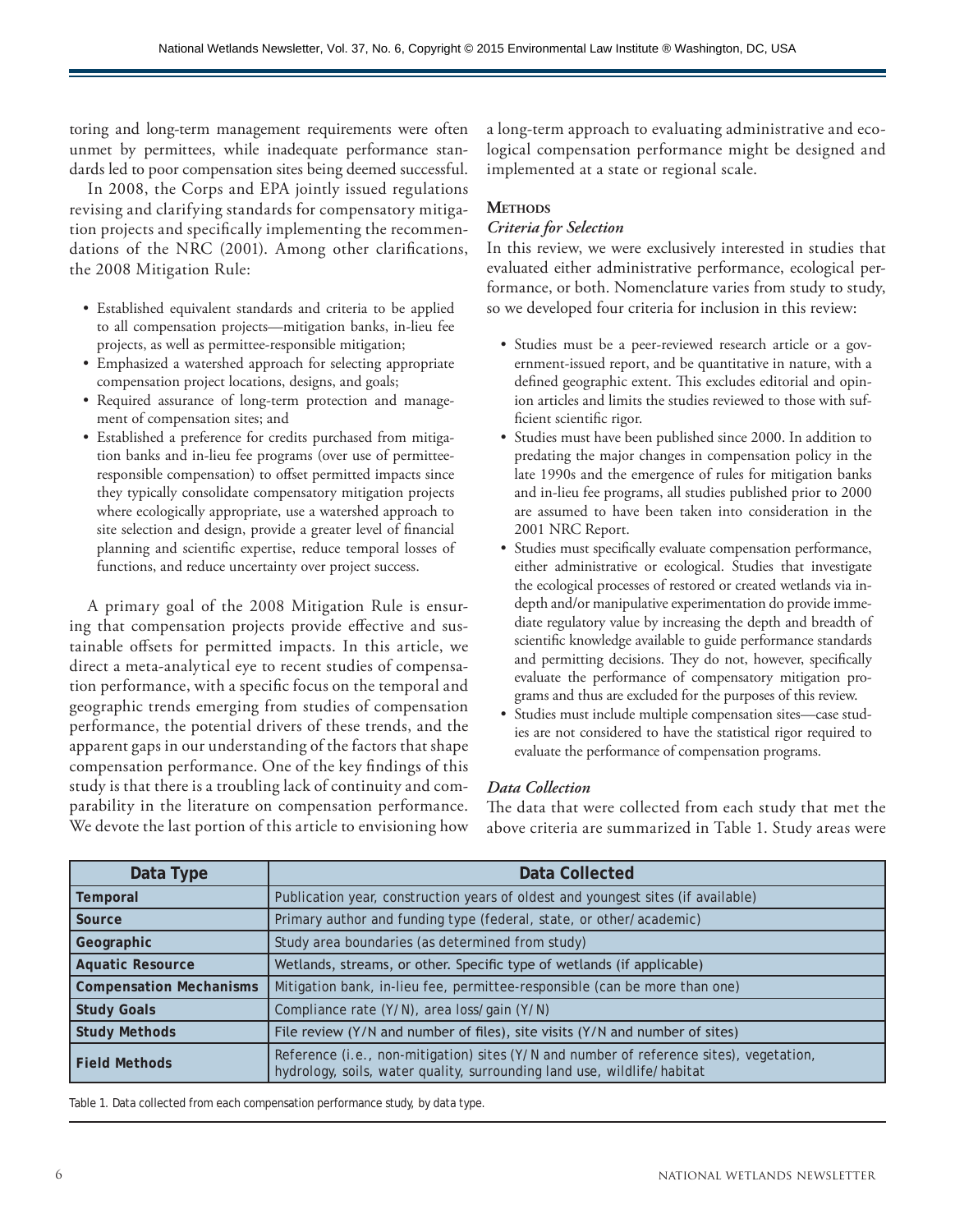toring and long-term management requirements were often unmet by permittees, while inadequate performance standards led to poor compensation sites being deemed successful.

In 2008, the Corps and EPA jointly issued regulations revising and clarifying standards for compensatory mitigation projects and specifically implementing the recommendations of the NRC (2001). Among other clarifications, the 2008 Mitigation Rule:

- Established equivalent standards and criteria to be applied to all compensation projects—mitigation banks, in-lieu fee projects, as well as permittee-responsible mitigation;
- Emphasized a watershed approach for selecting appropriate compensation project locations, designs, and goals;
- Required assurance of long-term protection and management of compensation sites; and
- Established a preference for credits purchased from mitigation banks and in-lieu fee programs (over use of permittee-responsible compensation) to offset permitted impacts since they typically consolidate compensatory mitigation projects where ecologically appropriate, use a watershed approach to site selection and design, provide a greater level of financial planning and scientific expertise, reduce temporal losses of functions, and reduce uncertainty over project success.

A primary goal of the 2008 Mitigation Rule is ensuring that compensation projects provide effective and sustainable offsets for permitted impacts. In this article, we direct a meta-analytical eye to recent studies of compensation performance, with a specific focus on the temporal and geographic trends emerging from studies of compensation performance, the potential drivers of these trends, and the apparent gaps in our understanding of the factors that shape compensation performance. One of the key findings of this study is that there is a troubling lack of continuity and comparability in the literature on compensation performance. We devote the last portion of this article to envisioning how a long-term approach to evaluating administrative and ecological compensation performance might be designed and implemented at a state or regional scale.

## Methods

### *Criteria for Selection*

In this review, we were exclusively interested in studies that evaluated either administrative performance, ecological performance, or both. Nomenclature varies from study to study, so we developed four criteria for inclusion in this review:

- Studies must be a peer-reviewed research article or a government-issued report, and be quantitative in nature, with a defined geographic extent. This excludes editorial and opinion articles and limits the studies reviewed to those with sufficient scientific rigor.
- Studies must have been published since 2000. In addition to predating the major changes in compensation policy in the late 1990s and the emergence of rules for mitigation banks and in-lieu fee programs, all studies published prior to 2000 are assumed to have been taken into consideration in the 2001 NRC Report.
- Studies must specifically evaluate compensation performance, either administrative or ecological. Studies that investigate the ecological processes of restored or created wetlands via in-depth and/or manipulative experimentation do provide immediate regulatory value by increasing the depth and breadth of scientific knowledge available to guide performance standards and permitting decisions. They do not, however, specifically evaluate the performance of compensatory mitigation programs and thus are excluded for the purposes of this review.
- Studies must include multiple compensation sites—case studies are not considered to have the statistical rigor required to evaluate the performance of compensation programs.

### *Data Collection*

The data that were collected from each study that met the above criteria are summarized in Table 1. Study areas were

| Data Type | Data Collected |
|---|---|
| **Temporal** | Publication year, construction years of oldest and youngest sites (if available) |
| **Source** | Primary author and funding type (federal, state, or other/academic) |
| **Geographic** | Study area boundaries (as determined from study) |
| **Aquatic Resource** | Wetlands, streams, or other. Specific type of wetlands (if applicable) |
| **Compensation Mechanisms** | Mitigation bank, in-lieu fee, permittee-responsible (can be more than one) |
| **Study Goals** | Compliance rate (Y/N), area loss/gain (Y/N) |
| **Study Methods** | File review (Y/N and number of files), site visits (Y/N and number of sites) |
| **Field Methods** | Reference (i.e., non-mitigation) sites (Y/N and number of reference sites), vegetation, hydrology, soils, water quality, surrounding land use, wildlife/habitat |

Table 1. Data collected from each compensation performance study, by data type.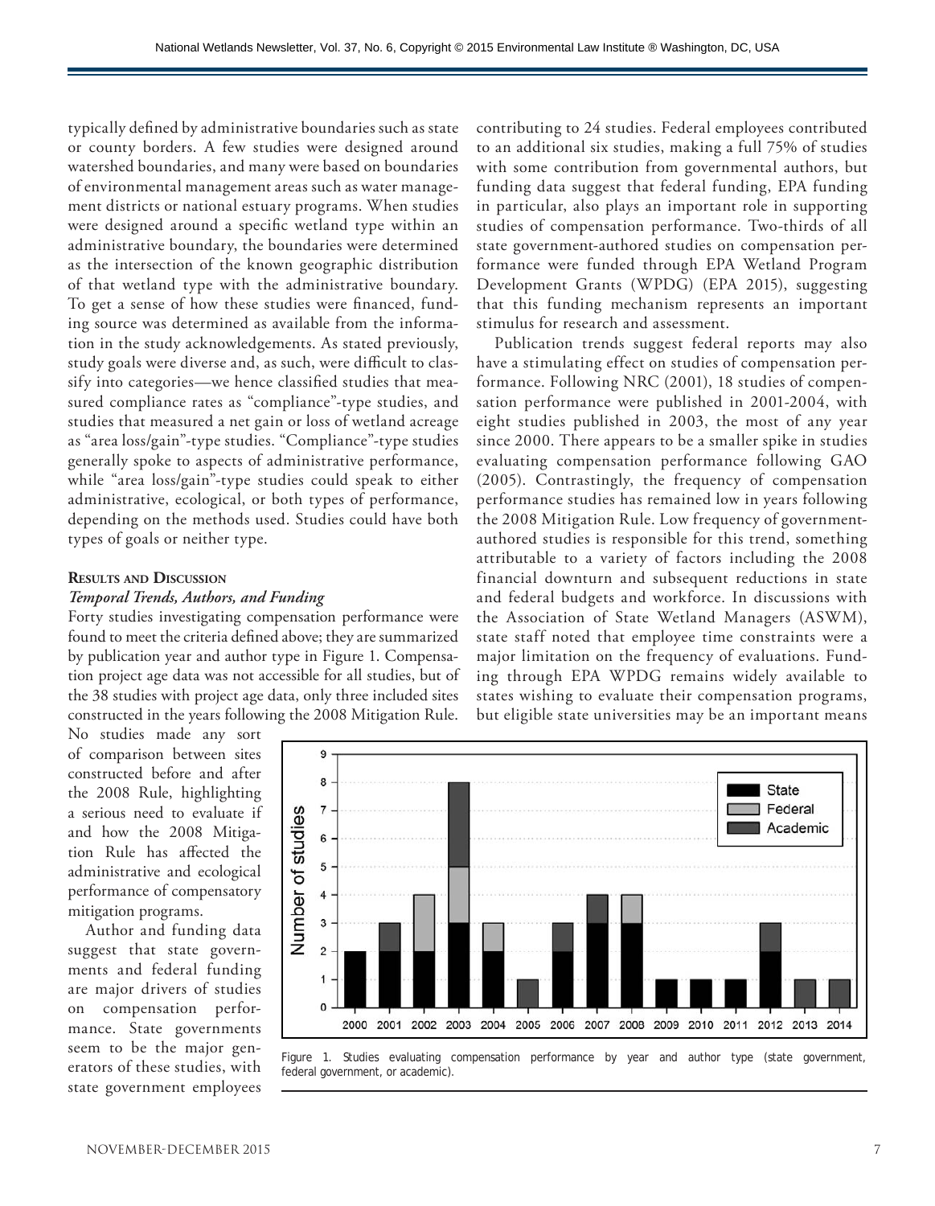typically defined by administrative boundaries such as state or county borders. A few studies were designed around watershed boundaries, and many were based on boundaries of environmental management areas such as water management districts or national estuary programs. When studies were designed around a specific wetland type within an administrative boundary, the boundaries were determined as the intersection of the known geographic distribution of that wetland type with the administrative boundary. To get a sense of how these studies were financed, funding source was determined as available from the information in the study acknowledgements. As stated previously, study goals were diverse and, as such, were difficult to classify into categories—we hence classified studies that measured compliance rates as "compliance"-type studies, and studies that measured a net gain or loss of wetland acreage as "area loss/gain"-type studies. "Compliance"-type studies generally spoke to aspects of administrative performance, while "area loss/gain"-type studies could speak to either administrative, ecological, or both types of performance, depending on the methods used. Studies could have both types of goals or neither type.

## Results and Discussion

### *Temporal Trends, Authors, and Funding*

Forty studies investigating compensation performance were found to meet the criteria defined above; they are summarized by publication year and author type in Figure 1. Compensation project age data was not accessible for all studies, but of the 38 studies with project age data, only three included sites constructed in the years following the 2008 Mitigation Rule. No studies made any sort of comparison between sites constructed before and after the 2008 Rule, highlighting a serious need to evaluate if and how the 2008 Mitigation Rule has affected the administrative and ecological performance of compensatory mitigation programs.

Author and funding data suggest that state governments and federal funding are major drivers of studies on compensation performance. State governments seem to be the major generators of these studies, with state government employees contributing to 24 studies. Federal employees contributed to an additional six studies, making a full 75% of studies with some contribution from governmental authors, but funding data suggest that federal funding, EPA funding in particular, also plays an important role in supporting studies of compensation performance. Two-thirds of all state government-authored studies on compensation performance were funded through EPA Wetland Program Development Grants (WPDG) (EPA 2015), suggesting that this funding mechanism represents an important stimulus for research and assessment.

Publication trends suggest federal reports may also have a stimulating effect on studies of compensation performance. Following NRC (2001), 18 studies of compensation performance were published in 2001-2004, with eight studies published in 2003, the most of any year since 2000. There appears to be a smaller spike in studies evaluating compensation performance following GAO (2005). Contrastingly, the frequency of compensation performance studies has remained low in years following the 2008 Mitigation Rule. Low frequency of government-authored studies is responsible for this trend, something attributable to a variety of factors including the 2008 financial downturn and subsequent reductions in state and federal budgets and workforce. In discussions with the Association of State Wetland Managers (ASWM), state staff noted that employee time constraints were a major limitation on the frequency of evaluations. Funding through EPA WPDG remains widely available to states wishing to evaluate their compensation programs, but eligible state universities may be an important means

Figure 1. Studies evaluating compensation performance by year and author type (state government, federal government, or academic).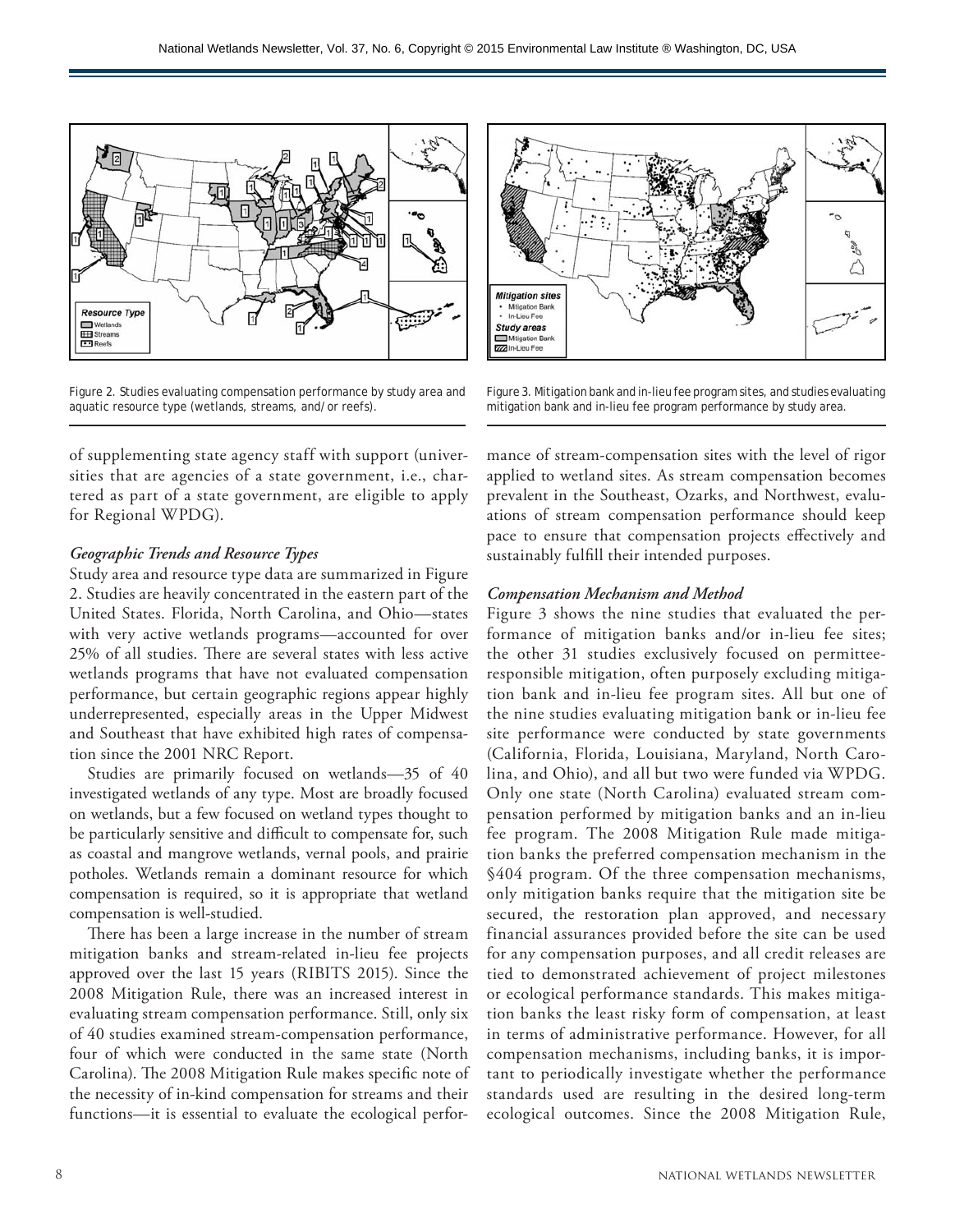Figure 2. Studies evaluating compensation performance by study area and aquatic resource type (wetlands, streams, and/or reefs).

Figure 3. Mitigation bank and in-lieu fee program sites, and studies evaluating mitigation bank and in-lieu fee program performance by study area.

of supplementing state agency staff with support (universities that are agencies of a state government, i.e., chartered as part of a state government, are eligible to apply for Regional WPDG).

### *Geographic Trends and Resource Types*

Study area and resource type data are summarized in Figure 2. Studies are heavily concentrated in the eastern part of the United States. Florida, North Carolina, and Ohio—states with very active wetlands programs—accounted for over 25% of all studies. There are several states with less active wetlands programs that have not evaluated compensation performance, but certain geographic regions appear highly underrepresented, especially areas in the Upper Midwest and Southeast that have exhibited high rates of compensation since the 2001 NRC Report.

Studies are primarily focused on wetlands—35 of 40 investigated wetlands of any type. Most are broadly focused on wetlands, but a few focused on wetland types thought to be particularly sensitive and difficult to compensate for, such as coastal and mangrove wetlands, vernal pools, and prairie potholes. Wetlands remain a dominant resource for which compensation is required, so it is appropriate that wetland compensation is well-studied.

There has been a large increase in the number of stream mitigation banks and stream-related in-lieu fee projects approved over the last 15 years (RIBITS 2015). Since the 2008 Mitigation Rule, there was an increased interest in evaluating stream compensation performance. Still, only six of 40 studies examined stream-compensation performance, four of which were conducted in the same state (North Carolina). The 2008 Mitigation Rule makes specific note of the necessity of in-kind compensation for streams and their functions—it is essential to evaluate the ecological performance of stream-compensation sites with the level of rigor applied to wetland sites. As stream compensation becomes prevalent in the Southeast, Ozarks, and Northwest, evaluations of stream compensation performance should keep pace to ensure that compensation projects effectively and sustainably fulfill their intended purposes.

### *Compensation Mechanism and Method*

Figure 3 shows the nine studies that evaluated the performance of mitigation banks and/or in-lieu fee sites; the other 31 studies exclusively focused on permittee-responsible mitigation, often purposely excluding mitigation bank and in-lieu fee program sites. All but one of the nine studies evaluating mitigation bank or in-lieu fee site performance were conducted by state governments (California, Florida, Louisiana, Maryland, North Carolina, and Ohio), and all but two were funded via WPDG. Only one state (North Carolina) evaluated stream compensation performed by mitigation banks and an in-lieu fee program. The 2008 Mitigation Rule made mitigation banks the preferred compensation mechanism in the §404 program. Of the three compensation mechanisms, only mitigation banks require that the mitigation site be secured, the restoration plan approved, and necessary financial assurances provided before the site can be used for any compensation purposes, and all credit releases are tied to demonstrated achievement of project milestones or ecological performance standards. This makes mitigation banks the least risky form of compensation, at least in terms of administrative performance. However, for all compensation mechanisms, including banks, it is important to periodically investigate whether the performance standards used are resulting in the desired long-term ecological outcomes. Since the 2008 Mitigation Rule,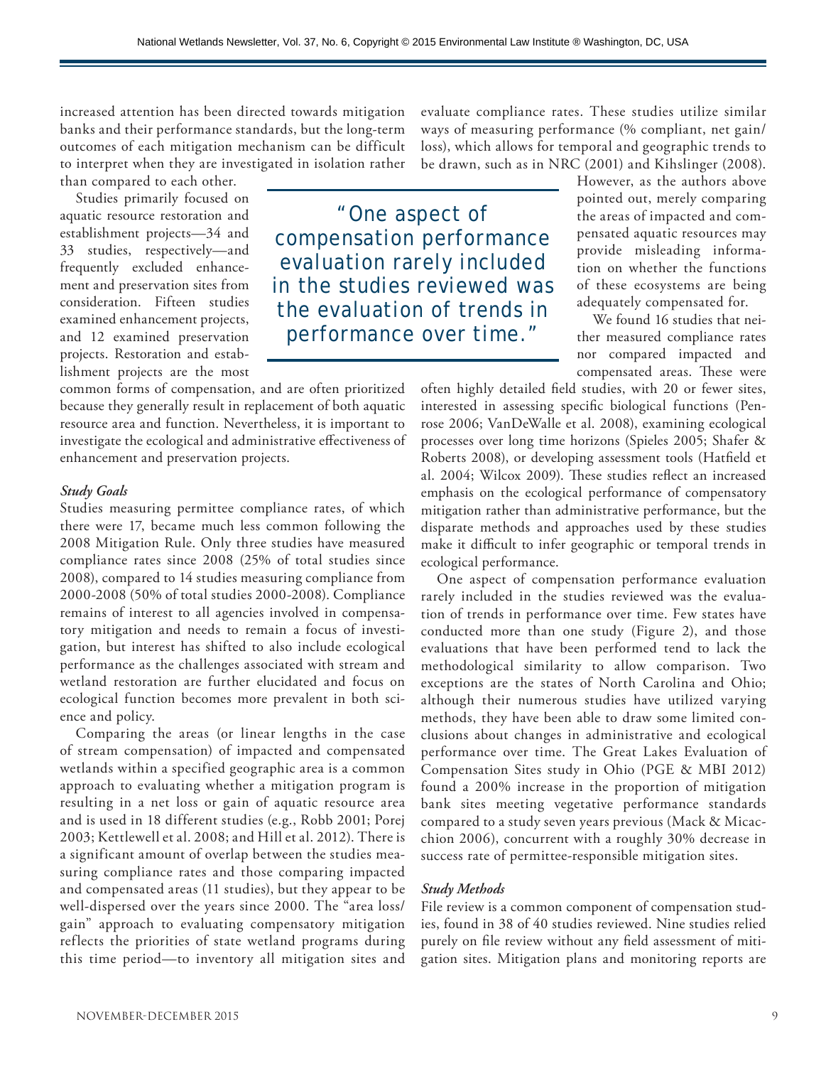increased attention has been directed towards mitigation banks and their performance standards, but the long-term outcomes of each mitigation mechanism can be difficult to interpret when they are investigated in isolation rather than compared to each other.

Studies primarily focused on aquatic resource restoration and establishment projects—34 and 33 studies, respectively—and frequently excluded enhancement and preservation sites from consideration. Fifteen studies examined enhancement projects, and 12 examined preservation projects. Restoration and establishment projects are the most common forms of compensation, and are often prioritized because they generally result in replacement of both aquatic resource area and function. Nevertheless, it is important to investigate the ecological and administrative effectiveness of enhancement and preservation projects.

> "One aspect of compensation performance evaluation rarely included in the studies reviewed was the evaluation of trends in performance over time."

### *Study Goals*

Studies measuring permittee compliance rates, of which there were 17, became much less common following the 2008 Mitigation Rule. Only three studies have measured compliance rates since 2008 (25% of total studies since 2008), compared to 14 studies measuring compliance from 2000-2008 (50% of total studies 2000-2008). Compliance remains of interest to all agencies involved in compensatory mitigation and needs to remain a focus of investigation, but interest has shifted to also include ecological performance as the challenges associated with stream and wetland restoration are further elucidated and focus on ecological function becomes more prevalent in both science and policy.

Comparing the areas (or linear lengths in the case of stream compensation) of impacted and compensated wetlands within a specified geographic area is a common approach to evaluating whether a mitigation program is resulting in a net loss or gain of aquatic resource area and is used in 18 different studies (e.g., Robb 2001; Porej 2003; Kettlewell et al. 2008; and Hill et al. 2012). There is a significant amount of overlap between the studies measuring compliance rates and those comparing impacted and compensated areas (11 studies), but they appear to be well-dispersed over the years since 2000. The "area loss/gain" approach to evaluating compensatory mitigation reflects the priorities of state wetland programs during this time period—to inventory all mitigation sites and evaluate compliance rates. These studies utilize similar ways of measuring performance (% compliant, net gain/loss), which allows for temporal and geographic trends to be drawn, such as in NRC (2001) and Kihslinger (2008). However, as the authors above pointed out, merely comparing the areas of impacted and compensated aquatic resources may provide misleading information on whether the functions of these ecosystems are being adequately compensated for.

We found 16 studies that neither measured compliance rates nor compared impacted and compensated areas. These were often highly detailed field studies, with 20 or fewer sites, interested in assessing specific biological functions (Penrose 2006; VanDeWalle et al. 2008), examining ecological processes over long time horizons (Spieles 2005; Shafer & Roberts 2008), or developing assessment tools (Hatfield et al. 2004; Wilcox 2009). These studies reflect an increased emphasis on the ecological performance of compensatory mitigation rather than administrative performance, but the disparate methods and approaches used by these studies make it difficult to infer geographic or temporal trends in ecological performance.

One aspect of compensation performance evaluation rarely included in the studies reviewed was the evaluation of trends in performance over time. Few states have conducted more than one study (Figure 2), and those evaluations that have been performed tend to lack the methodological similarity to allow comparison. Two exceptions are the states of North Carolina and Ohio; although their numerous studies have utilized varying methods, they have been able to draw some limited conclusions about changes in administrative and ecological performance over time. The Great Lakes Evaluation of Compensation Sites study in Ohio (PGE & MBI 2012) found a 200% increase in the proportion of mitigation bank sites meeting vegetative performance standards compared to a study seven years previous (Mack & Micacchion 2006), concurrent with a roughly 30% decrease in success rate of permittee-responsible mitigation sites.

### *Study Methods*

File review is a common component of compensation studies, found in 38 of 40 studies reviewed. Nine studies relied purely on file review without any field assessment of mitigation sites. Mitigation plans and monitoring reports are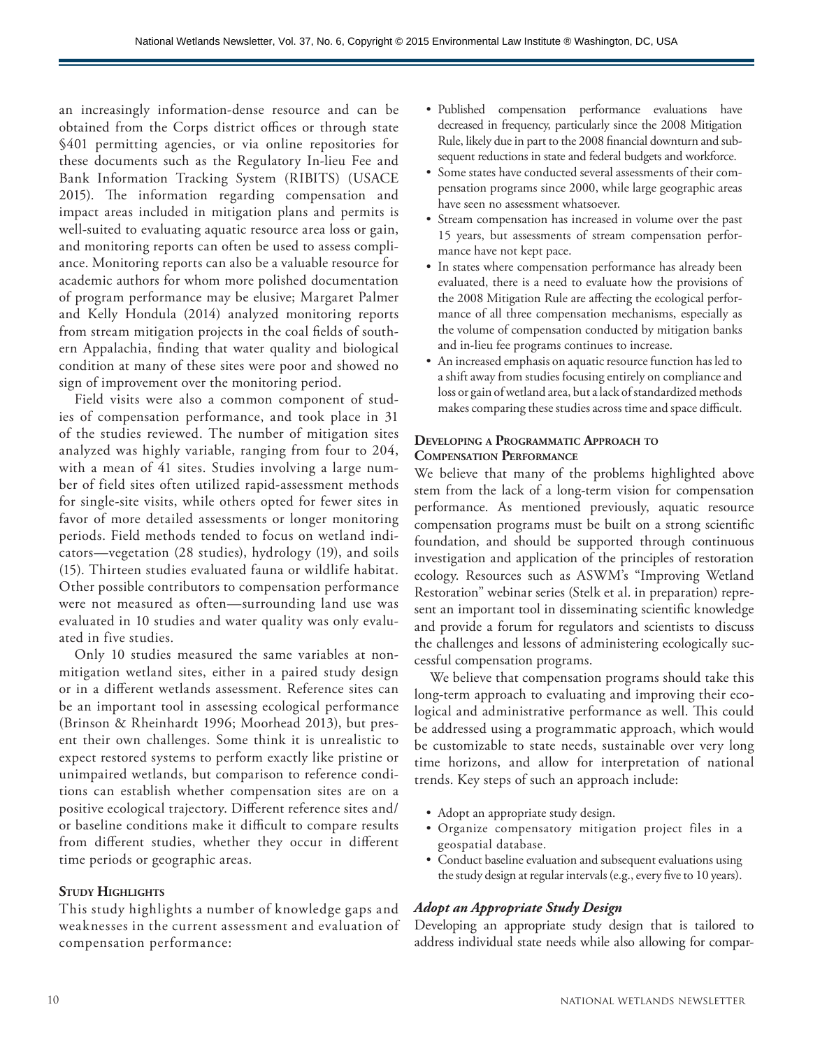an increasingly information-dense resource and can be obtained from the Corps district offices or through state §401 permitting agencies, or via online repositories for these documents such as the Regulatory In-lieu Fee and Bank Information Tracking System (RIBITS) (USACE 2015). The information regarding compensation and impact areas included in mitigation plans and permits is well-suited to evaluating aquatic resource area loss or gain, and monitoring reports can often be used to assess compliance. Monitoring reports can also be a valuable resource for academic authors for whom more polished documentation of program performance may be elusive; Margaret Palmer and Kelly Hondula (2014) analyzed monitoring reports from stream mitigation projects in the coal fields of southern Appalachia, finding that water quality and biological condition at many of these sites were poor and showed no sign of improvement over the monitoring period.

Field visits were also a common component of studies of compensation performance, and took place in 31 of the studies reviewed. The number of mitigation sites analyzed was highly variable, ranging from four to 204, with a mean of 41 sites. Studies involving a large number of field sites often utilized rapid-assessment methods for single-site visits, while others opted for fewer sites in favor of more detailed assessments or longer monitoring periods. Field methods tended to focus on wetland indicators—vegetation (28 studies), hydrology (19), and soils (15). Thirteen studies evaluated fauna or wildlife habitat. Other possible contributors to compensation performance were not measured as often—surrounding land use was evaluated in 10 studies and water quality was only evaluated in five studies.

Only 10 studies measured the same variables at non-mitigation wetland sites, either in a paired study design or in a different wetlands assessment. Reference sites can be an important tool in assessing ecological performance (Brinson & Rheinhardt 1996; Moorhead 2013), but present their own challenges. Some think it is unrealistic to expect restored systems to perform exactly like pristine or unimpaired wetlands, but comparison to reference conditions can establish whether compensation sites are on a positive ecological trajectory. Different reference sites and/or baseline conditions make it difficult to compare results from different studies, whether they occur in different time periods or geographic areas.

### Study Highlights

This study highlights a number of knowledge gaps and weaknesses in the current assessment and evaluation of compensation performance:

- Published compensation performance evaluations have decreased in frequency, particularly since the 2008 Mitigation Rule, likely due in part to the 2008 financial downturn and subsequent reductions in state and federal budgets and workforce.
- Some states have conducted several assessments of their compensation programs since 2000, while large geographic areas have seen no assessment whatsoever.
- Stream compensation has increased in volume over the past 15 years, but assessments of stream compensation performance have not kept pace.
- In states where compensation performance has already been evaluated, there is a need to evaluate how the provisions of the 2008 Mitigation Rule are affecting the ecological performance of all three compensation mechanisms, especially as the volume of compensation conducted by mitigation banks and in-lieu fee programs continues to increase.
- An increased emphasis on aquatic resource function has led to a shift away from studies focusing entirely on compliance and loss or gain of wetland area, but a lack of standardized methods makes comparing these studies across time and space difficult.

### Developing a Programmatic Approach to Compensation Performance

We believe that many of the problems highlighted above stem from the lack of a long-term vision for compensation performance. As mentioned previously, aquatic resource compensation programs must be built on a strong scientific foundation, and should be supported through continuous investigation and application of the principles of restoration ecology. Resources such as ASWM's "Improving Wetland Restoration" webinar series (Stelk et al. in preparation) represent an important tool in disseminating scientific knowledge and provide a forum for regulators and scientists to discuss the challenges and lessons of administering ecologically successful compensation programs.

We believe that compensation programs should take this long-term approach to evaluating and improving their ecological and administrative performance as well. This could be addressed using a programmatic approach, which would be customizable to state needs, sustainable over very long time horizons, and allow for interpretation of national trends. Key steps of such an approach include:

- Adopt an appropriate study design.
- Organize compensatory mitigation project files in a geospatial database.
- Conduct baseline evaluation and subsequent evaluations using the study design at regular intervals (e.g., every five to 10 years).

#### *Adopt an Appropriate Study Design*

Developing an appropriate study design that is tailored to address individual state needs while also allowing for compar-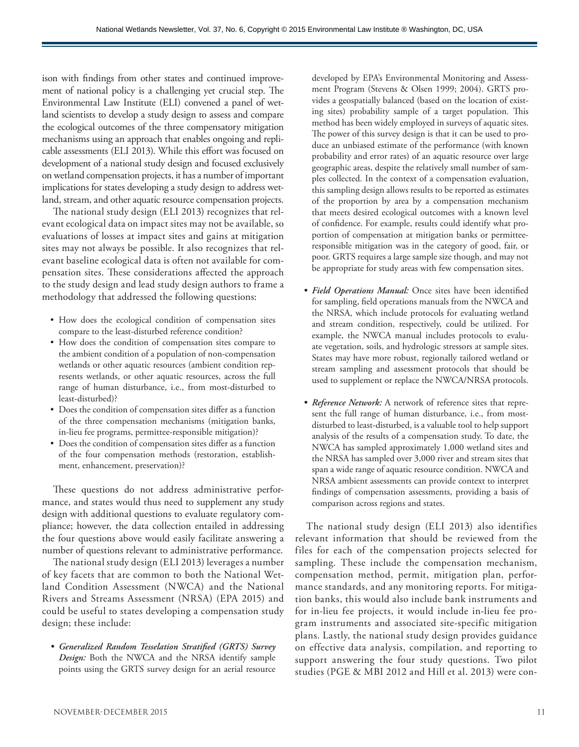ison with findings from other states and continued improvement of national policy is a challenging yet crucial step. The Environmental Law Institute (ELI) convened a panel of wetland scientists to develop a study design to assess and compare the ecological outcomes of the three compensatory mitigation mechanisms using an approach that enables ongoing and replicable assessments (ELI 2013). While this effort was focused on development of a national study design and focused exclusively on wetland compensation projects, it has a number of important implications for states developing a study design to address wetland, stream, and other aquatic resource compensation projects.

The national study design (ELI 2013) recognizes that relevant ecological data on impact sites may not be available, so evaluations of losses at impact sites and gains at mitigation sites may not always be possible. It also recognizes that relevant baseline ecological data is often not available for compensation sites. These considerations affected the approach to the study design and lead study design authors to frame a methodology that addressed the following questions:

- How does the ecological condition of compensation sites compare to the least-disturbed reference condition?
- How does the condition of compensation sites compare to the ambient condition of a population of non-compensation wetlands or other aquatic resources (ambient condition represents wetlands, or other aquatic resources, across the full range of human disturbance, i.e., from most-disturbed to least-disturbed)?
- Does the condition of compensation sites differ as a function of the three compensation mechanisms (mitigation banks, in-lieu fee programs, permittee-responsible mitigation)?
- Does the condition of compensation sites differ as a function of the four compensation methods (restoration, establishment, enhancement, preservation)?

These questions do not address administrative performance, and states would thus need to supplement any study design with additional questions to evaluate regulatory compliance; however, the data collection entailed in addressing the four questions above would easily facilitate answering a number of questions relevant to administrative performance.

The national study design (ELI 2013) leverages a number of key facets that are common to both the National Wetland Condition Assessment (NWCA) and the National Rivers and Streams Assessment (NRSA) (EPA 2015) and could be useful to states developing a compensation study design; these include:

- ***Generalized Random Tesselation Stratified (GRTS) Survey Design:*** Both the NWCA and the NRSA identify sample points using the GRTS survey design for an aerial resource developed by EPA's Environmental Monitoring and Assessment Program (Stevens & Olsen 1999; 2004). GRTS provides a geospatially balanced (based on the location of existing sites) probability sample of a target population. This method has been widely employed in surveys of aquatic sites. The power of this survey design is that it can be used to produce an unbiased estimate of the performance (with known probability and error rates) of an aquatic resource over large geographic areas, despite the relatively small number of samples collected. In the context of a compensation evaluation, this sampling design allows results to be reported as estimates of the proportion by area by a compensation mechanism that meets desired ecological outcomes with a known level of confidence. For example, results could identify what proportion of compensation at mitigation banks or permittee-responsible mitigation was in the category of good, fair, or poor. GRTS requires a large sample size though, and may not be appropriate for study areas with few compensation sites.

- ***Field Operations Manual:*** Once sites have been identified for sampling, field operations manuals from the NWCA and the NRSA, which include protocols for evaluating wetland and stream condition, respectively, could be utilized. For example, the NWCA manual includes protocols to evaluate vegetation, soils, and hydrologic stressors at sample sites. States may have more robust, regionally tailored wetland or stream sampling and assessment protocols that should be used to supplement or replace the NWCA/NRSA protocols.

- ***Reference Network:*** A network of reference sites that represent the full range of human disturbance, i.e., from most-disturbed to least-disturbed, is a valuable tool to help support analysis of the results of a compensation study. To date, the NWCA has sampled approximately 1,000 wetland sites and the NRSA has sampled over 3,000 river and stream sites that span a wide range of aquatic resource condition. NWCA and NRSA ambient assessments can provide context to interpret findings of compensation assessments, providing a basis of comparison across regions and states.

The national study design (ELI 2013) also identifies relevant information that should be reviewed from the files for each of the compensation projects selected for sampling. These include the compensation mechanism, compensation method, permit, mitigation plan, performance standards, and any monitoring reports. For mitigation banks, this would also include bank instruments and for in-lieu fee projects, it would include in-lieu fee program instruments and associated site-specific mitigation plans. Lastly, the national study design provides guidance on effective data analysis, compilation, and reporting to support answering the four study questions. Two pilot studies (PGE & MBI 2012 and Hill et al. 2013) were con-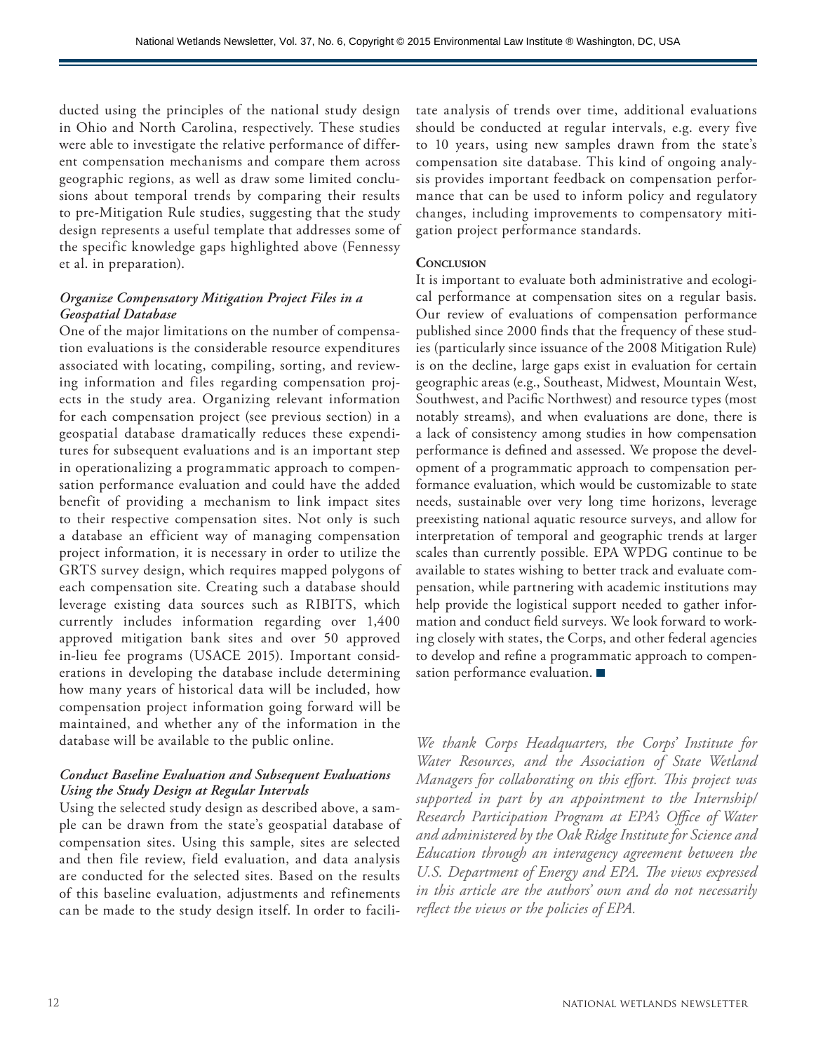ducted using the principles of the national study design in Ohio and North Carolina, respectively. These studies were able to investigate the relative performance of different compensation mechanisms and compare them across geographic regions, as well as draw some limited conclusions about temporal trends by comparing their results to pre-Mitigation Rule studies, suggesting that the study design represents a useful template that addresses some of the specific knowledge gaps highlighted above (Fennessy et al. in preparation).

### *Organize Compensatory Mitigation Project Files in a Geospatial Database*

One of the major limitations on the number of compensation evaluations is the considerable resource expenditures associated with locating, compiling, sorting, and reviewing information and files regarding compensation projects in the study area. Organizing relevant information for each compensation project (see previous section) in a geospatial database dramatically reduces these expenditures for subsequent evaluations and is an important step in operationalizing a programmatic approach to compensation performance evaluation and could have the added benefit of providing a mechanism to link impact sites to their respective compensation sites. Not only is such a database an efficient way of managing compensation project information, it is necessary in order to utilize the GRTS survey design, which requires mapped polygons of each compensation site. Creating such a database should leverage existing data sources such as RIBITS, which currently includes information regarding over 1,400 approved mitigation bank sites and over 50 approved in-lieu fee programs (USACE 2015). Important considerations in developing the database include determining how many years of historical data will be included, how compensation project information going forward will be maintained, and whether any of the information in the database will be available to the public online.

### *Conduct Baseline Evaluation and Subsequent Evaluations Using the Study Design at Regular Intervals*

Using the selected study design as described above, a sample can be drawn from the state's geospatial database of compensation sites. Using this sample, sites are selected and then file review, field evaluation, and data analysis are conducted for the selected sites. Based on the results of this baseline evaluation, adjustments and refinements can be made to the study design itself. In order to facilitate analysis of trends over time, additional evaluations should be conducted at regular intervals, e.g. every five to 10 years, using new samples drawn from the state's compensation site database. This kind of ongoing analysis provides important feedback on compensation performance that can be used to inform policy and regulatory changes, including improvements to compensatory mitigation project performance standards.

### Conclusion

It is important to evaluate both administrative and ecological performance at compensation sites on a regular basis. Our review of evaluations of compensation performance published since 2000 finds that the frequency of these studies (particularly since issuance of the 2008 Mitigation Rule) is on the decline, large gaps exist in evaluation for certain geographic areas (e.g., Southeast, Midwest, Mountain West, Southwest, and Pacific Northwest) and resource types (most notably streams), and when evaluations are done, there is a lack of consistency among studies in how compensation performance is defined and assessed. We propose the development of a programmatic approach to compensation performance evaluation, which would be customizable to state needs, sustainable over very long time horizons, leverage preexisting national aquatic resource surveys, and allow for interpretation of temporal and geographic trends at larger scales than currently possible. EPA WPDG continue to be available to states wishing to better track and evaluate compensation, while partnering with academic institutions may help provide the logistical support needed to gather information and conduct field surveys. We look forward to working closely with states, the Corps, and other federal agencies to develop and refine a programmatic approach to compensation performance evaluation. ■

*We thank Corps Headquarters, the Corps' Institute for Water Resources, and the Association of State Wetland Managers for collaborating on this effort. This project was supported in part by an appointment to the Internship/Research Participation Program at EPA's Office of Water and administered by the Oak Ridge Institute for Science and Education through an interagency agreement between the U.S. Department of Energy and EPA. The views expressed in this article are the authors' own and do not necessarily reflect the views or the policies of EPA.*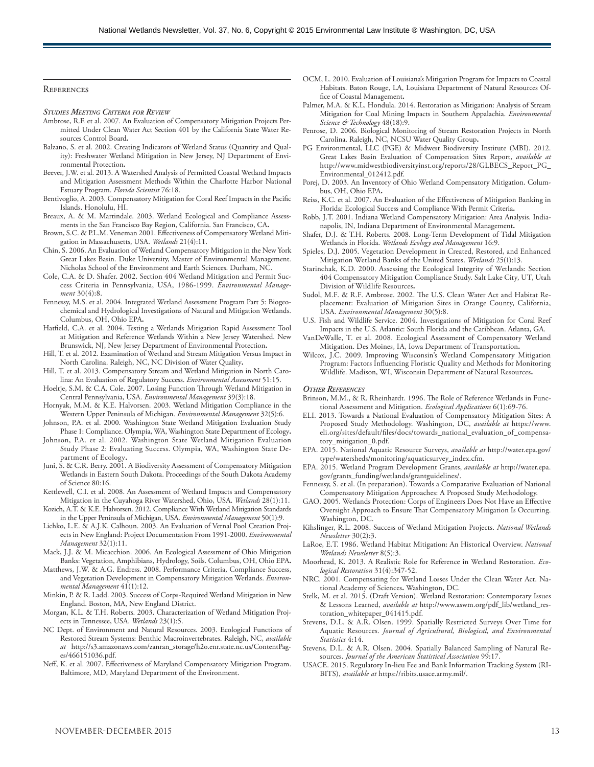## References

### *Studies Meeting Criteria for Review*

Ambrose, R.F. et al. 2007. An Evaluation of Compensatory Mitigation Projects Permitted Under Clean Water Act Section 401 by the California State Water Resources Control Board.

Balzano, S. et al. 2002. Creating Indicators of Wetland Status (Quantity and Quality): Freshwater Wetland Mitigation in New Jersey, NJ Department of Environmental Protection.

Beever, J.W. et al. 2013. A Watershed Analysis of Permitted Coastal Wetland Impacts and Mitigation Assessment Methods Within the Charlotte Harbor National Estuary Program. *Florida Scientist* 76:18.

Bentivoglio, A. 2003. Compensatory Mitigation for Coral Reef Impacts in the Pacific Islands. Honolulu, HI.

Breaux, A. & M. Martindale. 2003. Wetland Ecological and Compliance Assessments in the San Francisco Bay Region, California. San Francisco, CA.

Brown, S.C. & P.L.M. Veneman 2001. Effectiveness of Compensatory Wetland Mitigation in Massachusetts, USA. *Wetlands* 21(4):11.

Chin, S. 2006. An Evaluation of Wetland Compensatory Mitigation in the New York Great Lakes Basin. Duke University, Master of Environmental Management. Nicholas School of the Environment and Earth Sciences. Durham, NC.

Cole, C.A. & D. Shafer. 2002. Section 404 Wetland Mitigation and Permit Success Criteria in Pennsylvania, USA, 1986-1999. *Environmental Management* 30(4):8.

Fennessy, M.S. et al. 2004. Integrated Wetland Assessment Program Part 5: Biogeochemical and Hydrological Investigations of Natural and Mitigation Wetlands. Columbus, OH, Ohio EPA.

Hatfield, C.A. et al. 2004. Testing a Wetlands Mitigation Rapid Assessment Tool at Mitigation and Reference Wetlands Within a New Jersey Watershed. New Brunswick, NJ, New Jersey Department of Environmental Protection.

Hill, T. et al. 2012. Examination of Wetland and Stream Mitigation Versus Impact in North Carolina. Raleigh, NC, NC Division of Water Quality.

Hill, T. et al. 2013. Compensatory Stream and Wetland Mitigation in North Carolina: An Evaluation of Regulatory Success. *Environmental Assessment* 51:15.

Hoeltje, S.M. & C.A. Cole. 2007. Losing Function Through Wetland Mitigation in Central Pennsylvania, USA. *Environmental Management* 39(3):18.

Hornyak, M.M. & K.E. Halvorsen. 2003. Wetland Mitigation Compliance in the Western Upper Peninsula of Michigan. *Environmental Management* 32(5):6.

Johnson, P.A. et al. 2000. Washington State Wetland Mitigation Evaluation Study Phase 1: Compliance. Olympia, WA, Washington State Department of Ecology.

Johnson, P.A. et al. 2002. Washington State Wetland Mitigation Evaluation Study Phase 2: Evaluating Success. Olympia, WA, Washington State Department of Ecology.

Juni, S. & C.R. Berry. 2001. A Biodiversity Assessment of Compensatory Mitigation Wetlands in Eastern South Dakota. Proceedings of the South Dakota Academy of Science 80:16.

Kettlewell, C.I. et al. 2008. An Assessment of Wetland Impacts and Compensatory Mitigation in the Cuyahoga River Watershed, Ohio, USA. *Wetlands* 28(1):11.

Kozich, A.T. & K.E. Halvorsen. 2012. Compliance With Wetland Mitigation Standards in the Upper Peninsula of Michigan, USA. *Environmental Management* 50(1):9.

Lichko, L.E. & A.J.K. Calhoun. 2003. An Evaluation of Vernal Pool Creation Projects in New England: Project Documentation From 1991-2000. *Environmental Management* 32(1):11.

Mack, J.J. & M. Micacchion. 2006. An Ecological Assessment of Ohio Mitigation Banks: Vegetation, Amphibians, Hydrology, Soils. Columbus, OH, Ohio EPA.

Matthews, J.W. & A.G. Endress. 2008. Performance Criteria, Compliance Success, and Vegetation Development in Compensatory Mitigation Wetlands. *Environmental Management* 41(1):12.

Minkin, P. & R. Ladd. 2003. Success of Corps-Required Wetland Mitigation in New England. Boston, MA, New England District.

Morgan, K.L. & T.H. Roberts. 2003. Characterization of Wetland Mitigation Projects in Tennessee, USA. *Wetlands* 23(1):5.

NC Dept. of Environment and Natural Resources. 2003. Ecological Functions of Restored Stream Systems: Benthic Macroinvertebrates. Raleigh, NC, *available at* http://s3.amazonaws.com/zanran_storage/h2o.enr.state.nc.us/ContentPages/466151036.pdf.

Neff, K. et al. 2007. Effectiveness of Maryland Compensatory Mitigation Program. Baltimore, MD, Maryland Department of the Environment.

OCM, L. 2010. Evaluation of Louisiana's Mitigation Program for Impacts to Coastal Habitats. Baton Rouge, LA, Louisiana Department of Natural Resources Office of Coastal Management.

Palmer, M.A. & K.L. Hondula. 2014. Restoration as Mitigation: Analysis of Stream Mitigation for Coal Mining Impacts in Southern Appalachia. *Environmental Science & Technology* 48(18):9.

Penrose, D. 2006. Biological Monitoring of Stream Restoration Projects in North Carolina. Raleigh, NC, NCSU Water Quality Group.

PG Environmental, LLC (PGE) & Midwest Biodiversity Institute (MBI). 2012. Great Lakes Basin Evaluation of Compensation Sites Report, *available at* http://www.midwestbiodiversityinst.org/reports/28/GLBECS_Report_PG_Environmental_012412.pdf.

Porej, D. 2003. An Inventory of Ohio Wetland Compensatory Mitigation. Columbus, OH, Ohio EPA.

Reiss, K.C. et al. 2007. An Evaluation of the Effectiveness of Mitigation Banking in Florida: Ecological Success and Compliance With Permit Criteria.

Robb, J.T. 2001. Indiana Wetland Compensatory Mitigation: Area Analysis. Indianapolis, IN, Indiana Department of Environmental Management.

Shafer, D.J. & T.H. Roberts. 2008. Long-Term Development of Tidal Mitigation Wetlands in Florida. *Wetlands Ecology and Management* 16:9.

Spieles, D.J. 2005. Vegetation Development in Created, Restored, and Enhanced Mitigation Wetland Banks of the United States. *Wetlands* 25(1):13.

Starinchak, K.D. 2000. Assessing the Ecological Integrity of Wetlands: Section 404 Compensatory Mitigation Compliance Study. Salt Lake City, UT, Utah Division of Wildlife Resources.

Sudol, M.F. & R.F. Ambrose. 2002. The U.S. Clean Water Act and Habitat Replacement: Evaluation of Mitigation Sites in Orange County, California, USA. *Environmental Management* 30(5):8.

U.S. Fish and Wildlife Service. 2004. Investigations of Mitigation for Coral Reef Impacts in the U.S. Atlantic: South Florida and the Caribbean. Atlanta, GA.

VanDeWalle, T. et al. 2008. Ecological Assessment of Compensatory Wetland Mitigation. Des Moines, IA, Iowa Department of Transportation.

Wilcox, J.C. 2009. Improving Wisconsin's Wetland Compensatory Mitigation Program: Factors Influencing Floristic Quality and Methods for Monitoring Wildlife. Madison, WI, Wisconsin Department of Natural Resources.

### *Other References*

Brinson, M.M., & R. Rheinhardt. 1996. The Role of Reference Wetlands in Functional Assessment and Mitigation. *Ecological Applications* 6(1):69-76.

ELI. 2013. Towards a National Evaluation of Compensatory Mitigation Sites: A Proposed Study Methodology. Washington, DC, *available at* https://www.eli.org/sites/default/files/docs/towards_national_evaluation_of_compensatory_mitigation_0.pdf.

EPA. 2015. National Aquatic Resource Surveys, *available at* http://water.epa.gov/type/watersheds/monitoring/aquaticsurvey_index.cfm.

EPA. 2015. Wetland Program Development Grants, *available at* http://water.epa.gov/grants_funding/wetlands/grantguidelines/.

Fennessy, S. et al. (In preparation). Towards a Comparative Evaluation of National Compensatory Mitigation Approaches: A Proposed Study Methodology.

GAO. 2005. Wetlands Protection: Corps of Engineers Does Not Have an Effective Oversight Approach to Ensure That Compensatory Mitigation Is Occurring. Washington, DC.

Kihslinger, R.L. 2008. Success of Wetland Mitigation Projects. *National Wetlands Newsletter* 30(2):3.

LaRoe, E.T. 1986. Wetland Habitat Mitigation: An Historical Overview. *National Wetlands Newsletter* 8(5):3.

Moorhead, K. 2013. A Realistic Role for Reference in Wetland Restoration. *Ecological Restoration* 31(4):347-52.

NRC. 2001. Compensating for Wetland Losses Under the Clean Water Act. National Academy of Sciences. Washington, DC.

Stelk, M. et al. 2015. (Draft Version). Wetland Restoration: Contemporary Issues & Lessons Learned, *available at* http://www.aswm.org/pdf_lib/wetland_restoration_whitepaper_041415.pdf.

Stevens, D.L. & A.R. Olsen. 1999. Spatially Restricted Surveys Over Time for Aquatic Resources. *Journal of Agricultural, Biological, and Environmental Statistics* 4:14.

Stevens, D.L. & A.R. Olsen. 2004. Spatially Balanced Sampling of Natural Resources. *Journal of the American Statistical Association* 99:17.

USACE. 2015. Regulatory In-lieu Fee and Bank Information Tracking System (RIBITS), *available at* https://ribits.usace.army.mil/.